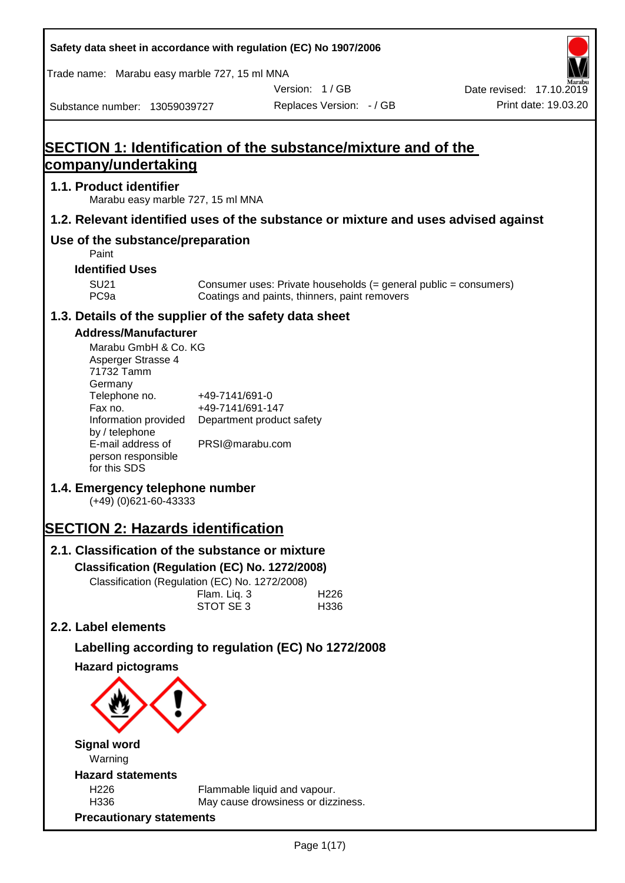Safety data sheet in accordance with regulation (EC) No 1907/2006

Trade name: Marabu easy marble 727, 15 ml MNA

Version: 1 / GB

Date revised: 17.10.2019

Substance number: 13059039727

Replaces Version: - / GB

Print date: 19.03.20

# SECTION 1: Identification of the substance/mixture and of the company/undertaking

## 1.1. Product identifier

Marabu easy marble 727, 15 ml MNA

## 1.2. Relevant identified uses of the substance or mixture and uses advised against

## Use of the substance/preparation

Paint

### Identified Uses

| | |
|---|---|
| SU21 | Consumer uses: Private households (= general public = consumers) |
| PC9a | Coatings and paints, thinners, paint removers |

## 1.3. Details of the supplier of the safety data sheet

### Address/Manufacturer

Marabu GmbH & Co. KG
Asperger Strasse 4
71732 Tamm
Germany

| | |
|---|---|
| Telephone no. | +49-7141/691-0 |
| Fax no. | +49-7141/691-147 |
| Information provided by / telephone | Department product safety |
| E-mail address of person responsible for this SDS | PRSI@marabu.com |

## 1.4. Emergency telephone number

(+49) (0)621-60-43333

# SECTION 2: Hazards identification

## 2.1. Classification of the substance or mixture

### Classification (Regulation (EC) No. 1272/2008)

Classification (Regulation (EC) No. 1272/2008)

| | |
|---|---|
| Flam. Liq. 3 | H226 |
| STOT SE 3 | H336 |

## 2.2. Label elements

### Labelling according to regulation (EC) No 1272/2008

### Hazard pictograms

### Signal word

Warning

### Hazard statements

| | |
|---|---|
| H226 | Flammable liquid and vapour. |
| H336 | May cause drowsiness or dizziness. |

### Precautionary statements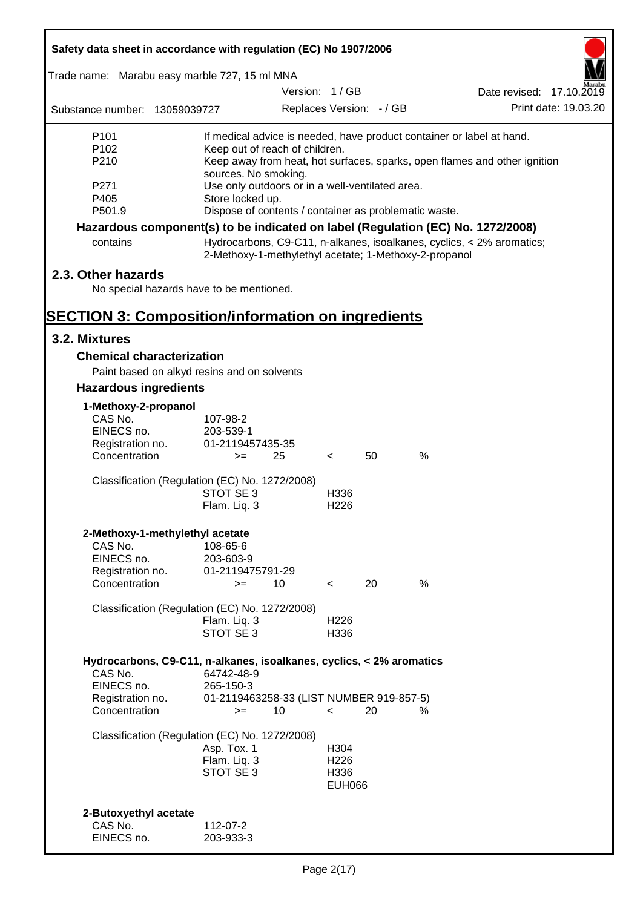| | |
|---|---|
| P101 | If medical advice is needed, have product container or label at hand. |
| P102 | Keep out of reach of children. |
| P210 | Keep away from heat, hot surfaces, sparks, open flames and other ignition sources. No smoking. |
| P271 | Use only outdoors or in a well-ventilated area. |
| P405 | Store locked up. |
| P501.9 | Dispose of contents / container as problematic waste. |

**Hazardous component(s) to be indicated on label (Regulation (EC) No. 1272/2008)**

contains: Hydrocarbons, C9-C11, n-alkanes, isoalkanes, cyclics, < 2% aromatics; 2-Methoxy-1-methylethyl acetate; 1-Methoxy-2-propanol

## 2.3. Other hazards

No special hazards have to be mentioned.

# SECTION 3: Composition/information on ingredients

## 3.2. Mixtures

### Chemical characterization

Paint based on alkyd resins and on solvents

### Hazardous ingredients

**1-Methoxy-2-propanol**

| | |
|---|---|
| CAS No. | 107-98-2 |
| EINECS no. | 203-539-1 |
| Registration no. | 01-2119457435-35 |
| Concentration | >= 25 < 50 % |

Classification (Regulation (EC) No. 1272/2008)

| | |
|---|---|
| STOT SE 3 | H336 |
| Flam. Liq. 3 | H226 |

**2-Methoxy-1-methylethyl acetate**

| | |
|---|---|
| CAS No. | 108-65-6 |
| EINECS no. | 203-603-9 |
| Registration no. | 01-2119475791-29 |
| Concentration | >= 10 < 20 % |

Classification (Regulation (EC) No. 1272/2008)

| | |
|---|---|
| Flam. Liq. 3 | H226 |
| STOT SE 3 | H336 |

**Hydrocarbons, C9-C11, n-alkanes, isoalkanes, cyclics, < 2% aromatics**

| | |
|---|---|
| CAS No. | 64742-48-9 |
| EINECS no. | 265-150-3 |
| Registration no. | 01-2119463258-33 (LIST NUMBER 919-857-5) |
| Concentration | >= 10 < 20 % |

Classification (Regulation (EC) No. 1272/2008)

| | |
|---|---|
| Asp. Tox. 1 | H304 |
| Flam. Liq. 3 | H226 |
| STOT SE 3 | H336 |
| | EUH066 |

**2-Butoxyethyl acetate**

| | |
|---|---|
| CAS No. | 112-07-2 |
| EINECS no. | 203-933-3 |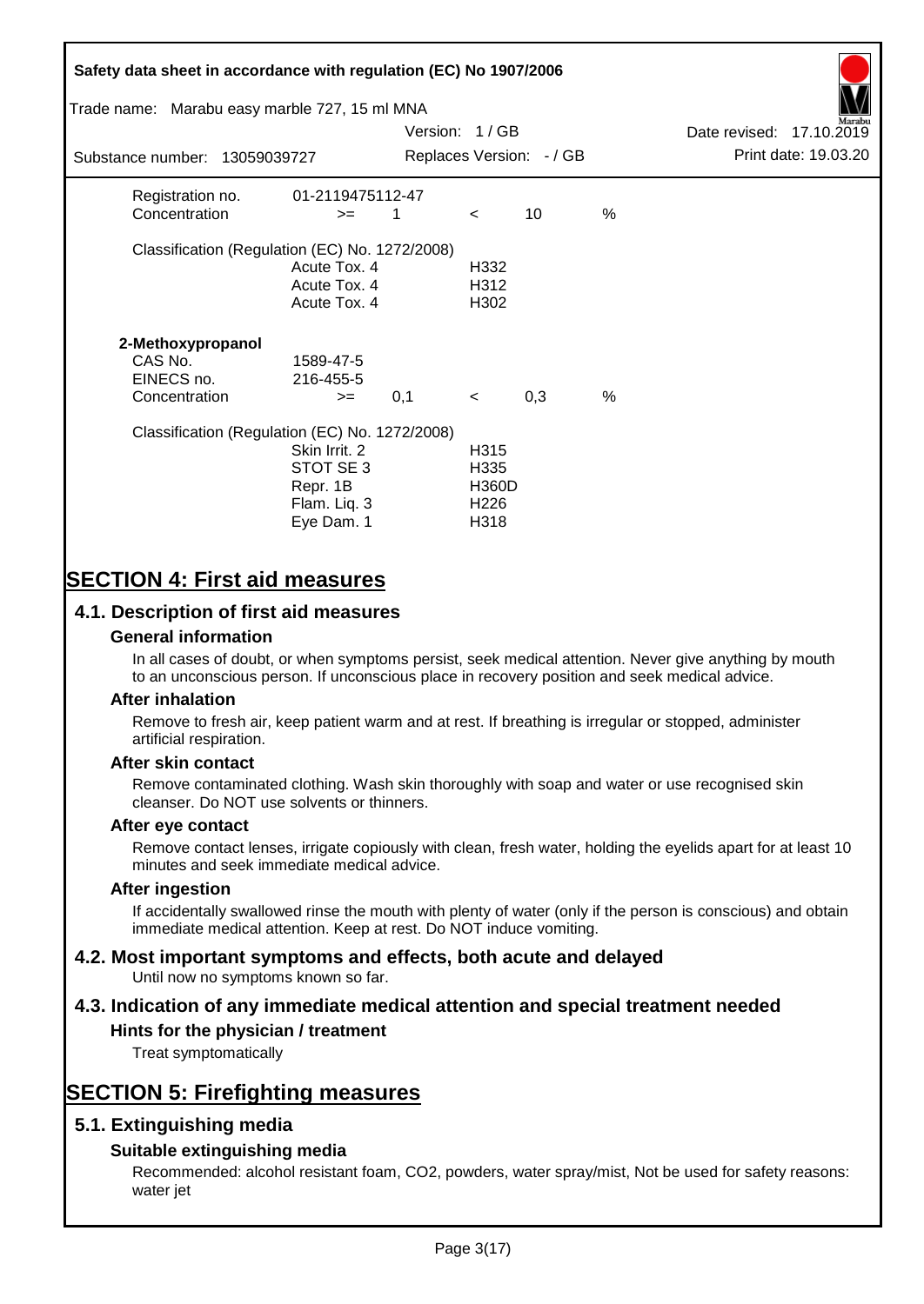| | | | | | |
|---|---|---|---|---|---|
| Registration no. | 01-2119475112-47 | | | | |
| Concentration | >= | 1 | < | 10 | % |

Classification (Regulation (EC) No. 1272/2008)

| | |
|---|---|
| Acute Tox. 4 | H332 |
| Acute Tox. 4 | H312 |
| Acute Tox. 4 | H302 |

**2-Methoxypropanol**

| | | | | | |
|---|---|---|---|---|---|
| CAS No. | 1589-47-5 | | | | |
| EINECS no. | 216-455-5 | | | | |
| Concentration | >= | 0,1 | < | 0,3 | % |

Classification (Regulation (EC) No. 1272/2008)

| | |
|---|---|
| Skin Irrit. 2 | H315 |
| STOT SE 3 | H335 |
| Repr. 1B | H360D |
| Flam. Liq. 3 | H226 |
| Eye Dam. 1 | H318 |

# SECTION 4: First aid measures

## 4.1. Description of first aid measures

### General information

In all cases of doubt, or when symptoms persist, seek medical attention. Never give anything by mouth to an unconscious person. If unconscious place in recovery position and seek medical advice.

### After inhalation

Remove to fresh air, keep patient warm and at rest. If breathing is irregular or stopped, administer artificial respiration.

### After skin contact

Remove contaminated clothing. Wash skin thoroughly with soap and water or use recognised skin cleanser. Do NOT use solvents or thinners.

### After eye contact

Remove contact lenses, irrigate copiously with clean, fresh water, holding the eyelids apart for at least 10 minutes and seek immediate medical advice.

### After ingestion

If accidentally swallowed rinse the mouth with plenty of water (only if the person is conscious) and obtain immediate medical attention. Keep at rest. Do NOT induce vomiting.

## 4.2. Most important symptoms and effects, both acute and delayed

Until now no symptoms known so far.

## 4.3. Indication of any immediate medical attention and special treatment needed

### Hints for the physician / treatment

Treat symptomatically

# SECTION 5: Firefighting measures

## 5.1. Extinguishing media

### Suitable extinguishing media

Recommended: alcohol resistant foam, $CO_2$, powders, water spray/mist, Not be used for safety reasons: water jet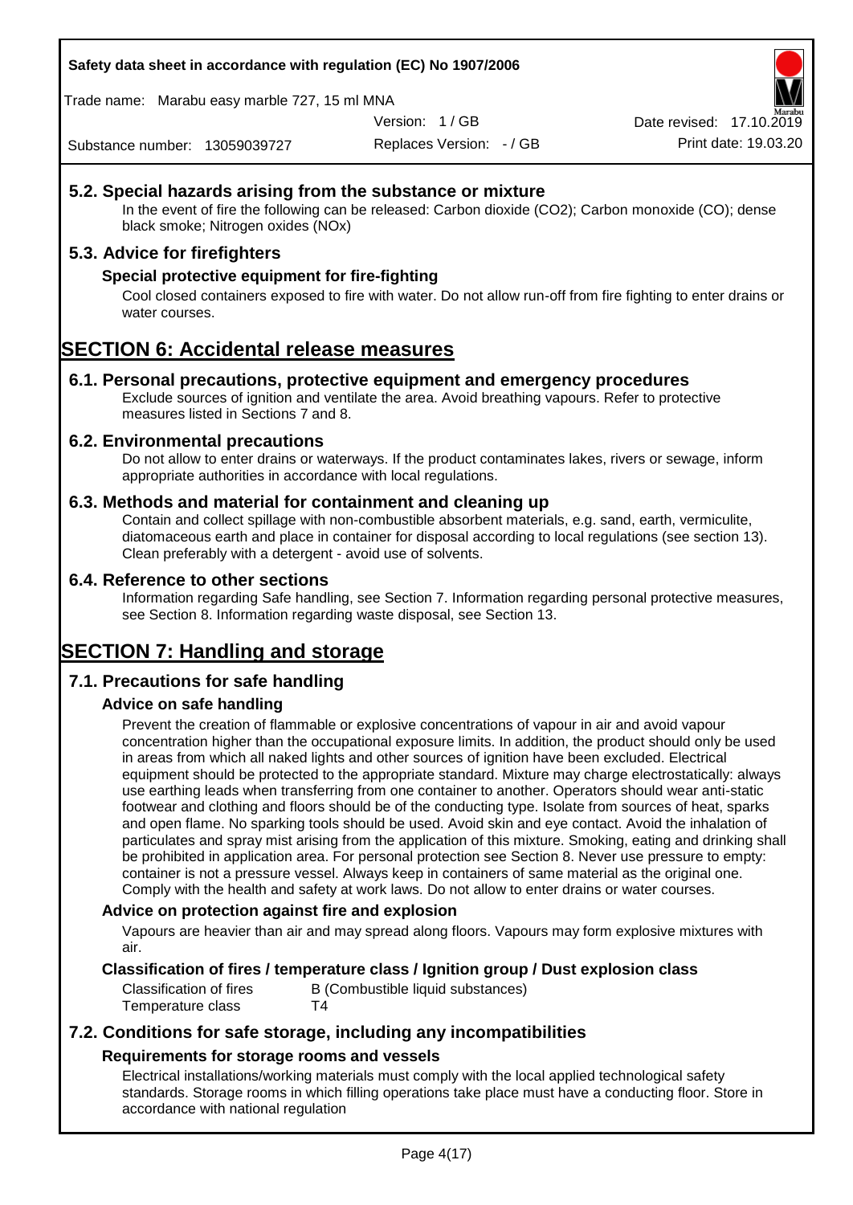## 5.2. Special hazards arising from the substance or mixture

In the event of fire the following can be released: Carbon dioxide ($CO_2$); Carbon monoxide (CO); dense black smoke; Nitrogen oxides (NOx)

## 5.3. Advice for firefighters

### Special protective equipment for fire-fighting

Cool closed containers exposed to fire with water. Do not allow run-off from fire fighting to enter drains or water courses.

# SECTION 6: Accidental release measures

## 6.1. Personal precautions, protective equipment and emergency procedures

Exclude sources of ignition and ventilate the area. Avoid breathing vapours. Refer to protective measures listed in Sections 7 and 8.

## 6.2. Environmental precautions

Do not allow to enter drains or waterways. If the product contaminates lakes, rivers or sewage, inform appropriate authorities in accordance with local regulations.

## 6.3. Methods and material for containment and cleaning up

Contain and collect spillage with non-combustible absorbent materials, e.g. sand, earth, vermiculite, diatomaceous earth and place in container for disposal according to local regulations (see section 13). Clean preferably with a detergent - avoid use of solvents.

## 6.4. Reference to other sections

Information regarding Safe handling, see Section 7. Information regarding personal protective measures, see Section 8. Information regarding waste disposal, see Section 13.

# SECTION 7: Handling and storage

## 7.1. Precautions for safe handling

### Advice on safe handling

Prevent the creation of flammable or explosive concentrations of vapour in air and avoid vapour concentration higher than the occupational exposure limits. In addition, the product should only be used in areas from which all naked lights and other sources of ignition have been excluded. Electrical equipment should be protected to the appropriate standard. Mixture may charge electrostatically: always use earthing leads when transferring from one container to another. Operators should wear anti-static footwear and clothing and floors should be of the conducting type. Isolate from sources of heat, sparks and open flame. No sparking tools should be used. Avoid skin and eye contact. Avoid the inhalation of particulates and spray mist arising from the application of this mixture. Smoking, eating and drinking shall be prohibited in application area. For personal protection see Section 8. Never use pressure to empty: container is not a pressure vessel. Always keep in containers of same material as the original one. Comply with the health and safety at work laws. Do not allow to enter drains or water courses.

### Advice on protection against fire and explosion

Vapours are heavier than air and may spread along floors. Vapours may form explosive mixtures with air.

### Classification of fires / temperature class / Ignition group / Dust explosion class

| | |
|---|---|
| Classification of fires | B (Combustible liquid substances) |
| Temperature class | T4 |

## 7.2. Conditions for safe storage, including any incompatibilities

### Requirements for storage rooms and vessels

Electrical installations/working materials must comply with the local applied technological safety standards. Storage rooms in which filling operations take place must have a conducting floor. Store in accordance with national regulation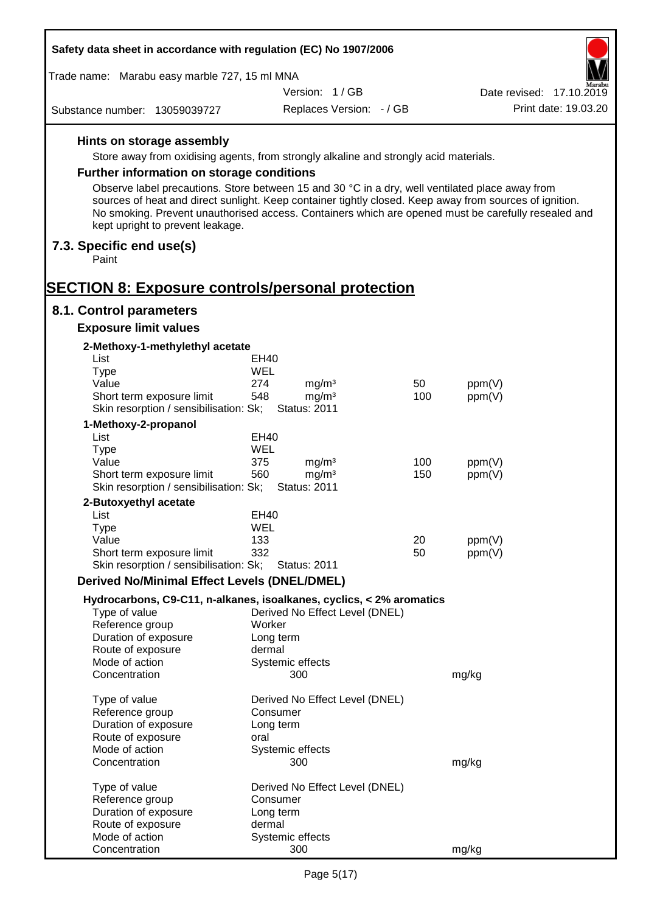### Hints on storage assembly

Store away from oxidising agents, from strongly alkaline and strongly acid materials.

### Further information on storage conditions

Observe label precautions. Store between 15 and 30 °C in a dry, well ventilated place away from sources of heat and direct sunlight. Keep container tightly closed. Keep away from sources of ignition. No smoking. Prevent unauthorised access. Containers which are opened must be carefully resealed and kept upright to prevent leakage.

## 7.3. Specific end use(s)

Paint

# SECTION 8: Exposure controls/personal protection

## 8.1. Control parameters

### Exposure limit values

**2-Methoxy-1-methylethyl acetate**

| | | | | |
|---|---|---|---|---|
| List | EH40 | | | |
| Type | WEL | | | |
| Value | 274 | mg/m³ | 50 | ppm(V) |
| Short term exposure limit | 548 | mg/m³ | 100 | ppm(V) |
| Skin resorption / sensibilisation: Sk; | Status: 2011 | | | |

**1-Methoxy-2-propanol**

| | | | | |
|---|---|---|---|---|
| List | EH40 | | | |
| Type | WEL | | | |
| Value | 375 | mg/m³ | 100 | ppm(V) |
| Short term exposure limit | 560 | mg/m³ | 150 | ppm(V) |
| Skin resorption / sensibilisation: Sk; | Status: 2011 | | | |

**2-Butoxyethyl acetate**

| | | | | |
|---|---|---|---|---|
| List | EH40 | | | |
| Type | WEL | | | |
| Value | 133 | | 20 | ppm(V) |
| Short term exposure limit | 332 | | 50 | ppm(V) |
| Skin resorption / sensibilisation: Sk; | Status: 2011 | | | |

### Derived No/Minimal Effect Levels (DNEL/DMEL)

**Hydrocarbons, C9-C11, n-alkanes, isoalkanes, cyclics, < 2% aromatics**

| | | |
|---|---|---|
| Type of value | Derived No Effect Level (DNEL) | |
| Reference group | Worker | |
| Duration of exposure | Long term | |
| Route of exposure | dermal | |
| Mode of action | Systemic effects | |
| Concentration | 300 | mg/kg |

| | | |
|---|---|---|
| Type of value | Derived No Effect Level (DNEL) | |
| Reference group | Consumer | |
| Duration of exposure | Long term | |
| Route of exposure | oral | |
| Mode of action | Systemic effects | |
| Concentration | 300 | mg/kg |

| | | |
|---|---|---|
| Type of value | Derived No Effect Level (DNEL) | |
| Reference group | Consumer | |
| Duration of exposure | Long term | |
| Route of exposure | dermal | |
| Mode of action | Systemic effects | |
| Concentration | 300 | mg/kg |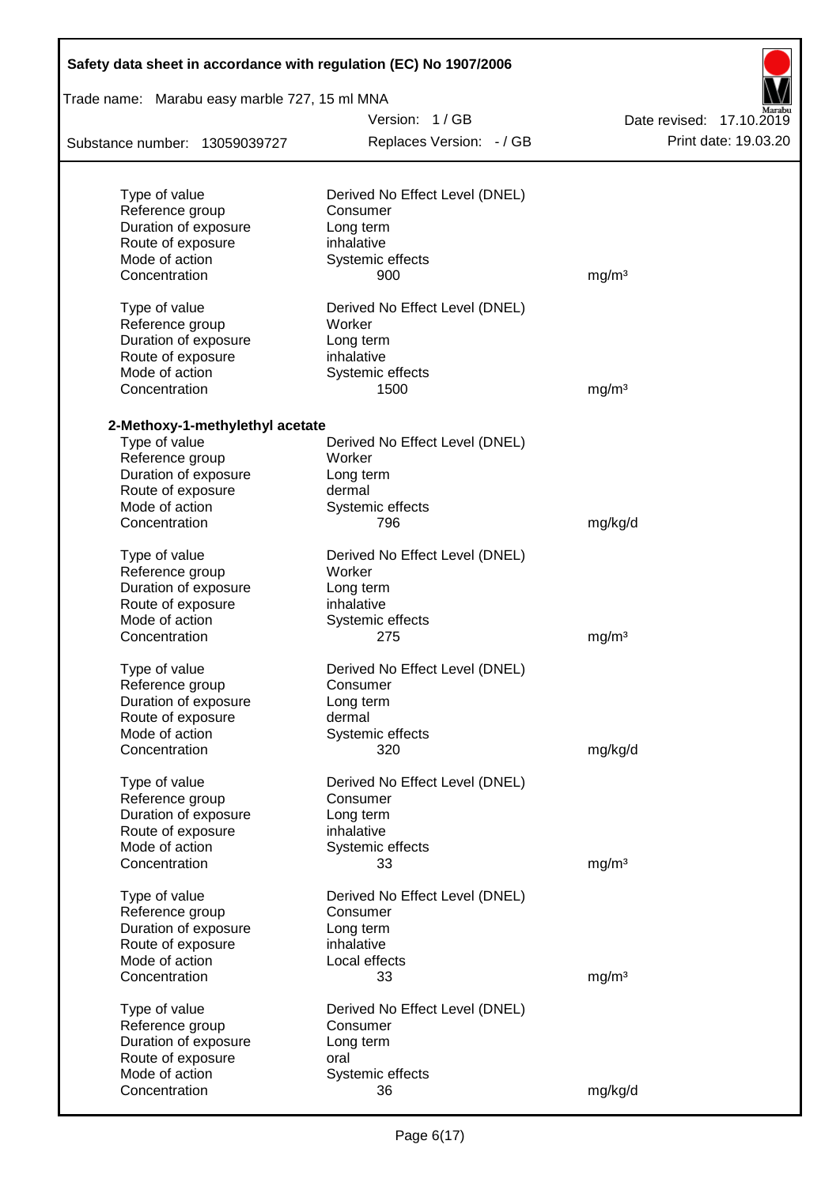| | | |
|---|---|---|
| Type of value | Derived No Effect Level (DNEL) | |
| Reference group | Consumer | |
| Duration of exposure | Long term | |
| Route of exposure | inhalative | |
| Mode of action | Systemic effects | |
| Concentration | 900 | mg/m³ |
| | | |
| Type of value | Derived No Effect Level (DNEL) | |
| Reference group | Worker | |
| Duration of exposure | Long term | |
| Route of exposure | inhalative | |
| Mode of action | Systemic effects | |
| Concentration | 1500 | mg/m³ |

**2-Methoxy-1-methylethyl acetate**

| | | |
|---|---|---|
| Type of value | Derived No Effect Level (DNEL) | |
| Reference group | Worker | |
| Duration of exposure | Long term | |
| Route of exposure | dermal | |
| Mode of action | Systemic effects | |
| Concentration | 796 | mg/kg/d |
| | | |
| Type of value | Derived No Effect Level (DNEL) | |
| Reference group | Worker | |
| Duration of exposure | Long term | |
| Route of exposure | inhalative | |
| Mode of action | Systemic effects | |
| Concentration | 275 | mg/m³ |
| | | |
| Type of value | Derived No Effect Level (DNEL) | |
| Reference group | Consumer | |
| Duration of exposure | Long term | |
| Route of exposure | dermal | |
| Mode of action | Systemic effects | |
| Concentration | 320 | mg/kg/d |
| | | |
| Type of value | Derived No Effect Level (DNEL) | |
| Reference group | Consumer | |
| Duration of exposure | Long term | |
| Route of exposure | inhalative | |
| Mode of action | Systemic effects | |
| Concentration | 33 | mg/m³ |
| | | |
| Type of value | Derived No Effect Level (DNEL) | |
| Reference group | Consumer | |
| Duration of exposure | Long term | |
| Route of exposure | inhalative | |
| Mode of action | Local effects | |
| Concentration | 33 | mg/m³ |
| | | |
| Type of value | Derived No Effect Level (DNEL) | |
| Reference group | Consumer | |
| Duration of exposure | Long term | |
| Route of exposure | oral | |
| Mode of action | Systemic effects | |
| Concentration | 36 | mg/kg/d |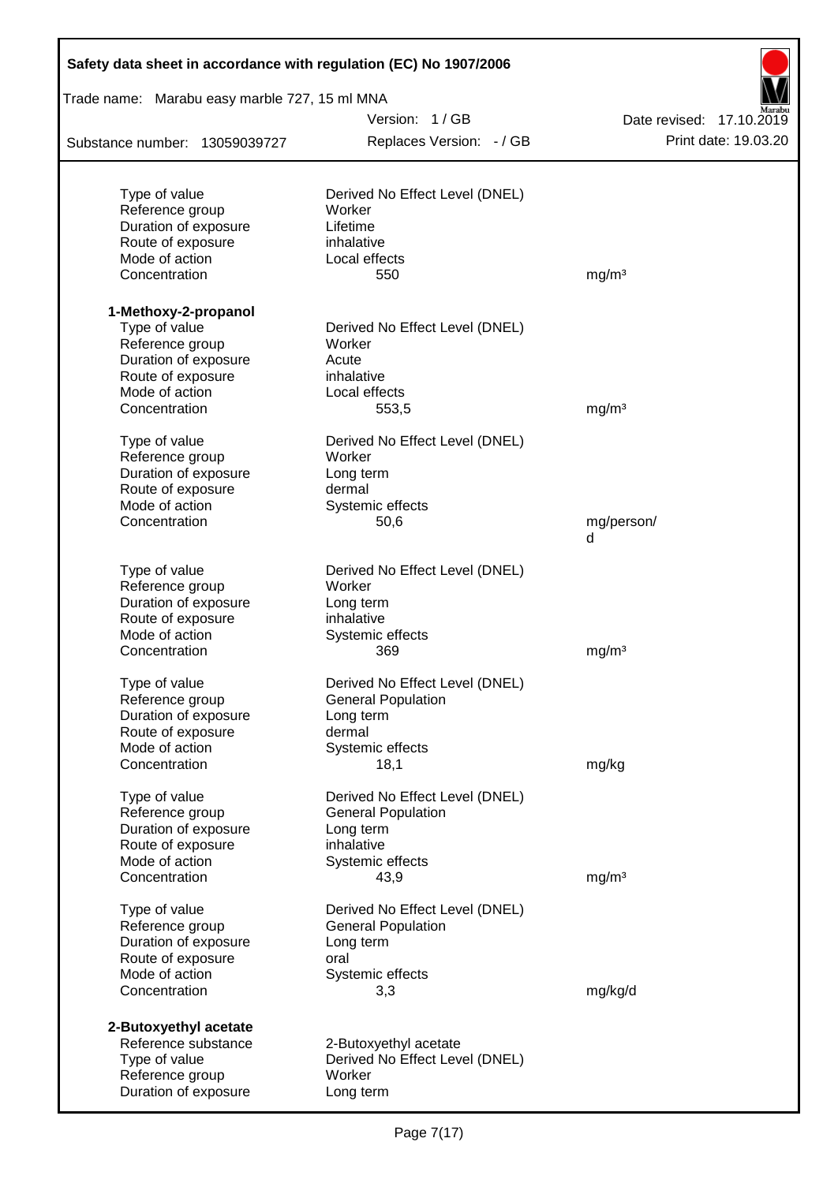| | | |
|---|---|---|
| Type of value | Derived No Effect Level (DNEL) | |
| Reference group | Worker | |
| Duration of exposure | Lifetime | |
| Route of exposure | inhalative | |
| Mode of action | Local effects | |
| Concentration | 550 | mg/m³ |

**1-Methoxy-2-propanol**

| | | |
|---|---|---|
| Type of value | Derived No Effect Level (DNEL) | |
| Reference group | Worker | |
| Duration of exposure | Acute | |
| Route of exposure | inhalative | |
| Mode of action | Local effects | |
| Concentration | 553,5 | mg/m³ |

| | | |
|---|---|---|
| Type of value | Derived No Effect Level (DNEL) | |
| Reference group | Worker | |
| Duration of exposure | Long term | |
| Route of exposure | dermal | |
| Mode of action | Systemic effects | |
| Concentration | 50,6 | mg/person/d |

| | | |
|---|---|---|
| Type of value | Derived No Effect Level (DNEL) | |
| Reference group | Worker | |
| Duration of exposure | Long term | |
| Route of exposure | inhalative | |
| Mode of action | Systemic effects | |
| Concentration | 369 | mg/m³ |

| | | |
|---|---|---|
| Type of value | Derived No Effect Level (DNEL) | |
| Reference group | General Population | |
| Duration of exposure | Long term | |
| Route of exposure | dermal | |
| Mode of action | Systemic effects | |
| Concentration | 18,1 | mg/kg |

| | | |
|---|---|---|
| Type of value | Derived No Effect Level (DNEL) | |
| Reference group | General Population | |
| Duration of exposure | Long term | |
| Route of exposure | inhalative | |
| Mode of action | Systemic effects | |
| Concentration | 43,9 | mg/m³ |

| | | |
|---|---|---|
| Type of value | Derived No Effect Level (DNEL) | |
| Reference group | General Population | |
| Duration of exposure | Long term | |
| Route of exposure | oral | |
| Mode of action | Systemic effects | |
| Concentration | 3,3 | mg/kg/d |

**2-Butoxyethyl acetate**

| | | |
|---|---|---|
| Reference substance | 2-Butoxyethyl acetate | |
| Type of value | Derived No Effect Level (DNEL) | |
| Reference group | Worker | |
| Duration of exposure | Long term | |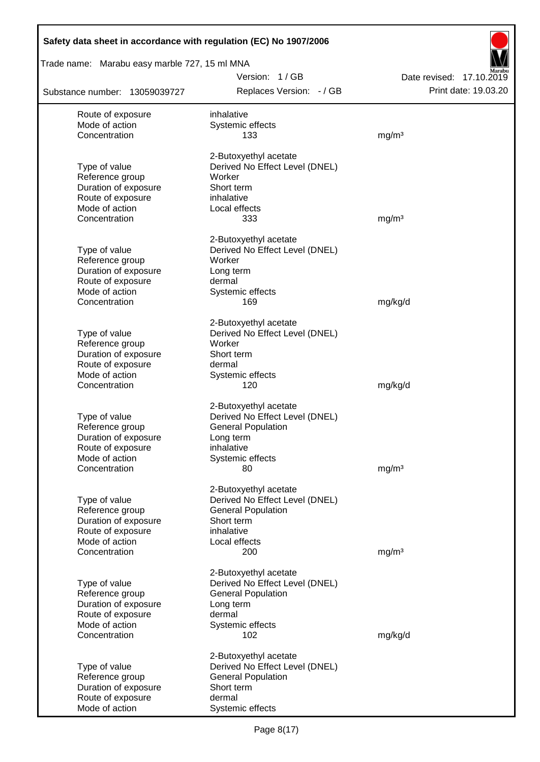| | | |
|---|---|---|
| Route of exposure | inhalative | |
| Mode of action | Systemic effects | |
| Concentration | 133 | mg/m³ |
| | 2-Butoxyethyl acetate | |
| Type of value | Derived No Effect Level (DNEL) | |
| Reference group | Worker | |
| Duration of exposure | Short term | |
| Route of exposure | inhalative | |
| Mode of action | Local effects | |
| Concentration | 333 | mg/m³ |
| | 2-Butoxyethyl acetate | |
| Type of value | Derived No Effect Level (DNEL) | |
| Reference group | Worker | |
| Duration of exposure | Long term | |
| Route of exposure | dermal | |
| Mode of action | Systemic effects | |
| Concentration | 169 | mg/kg/d |
| | 2-Butoxyethyl acetate | |
| Type of value | Derived No Effect Level (DNEL) | |
| Reference group | Worker | |
| Duration of exposure | Short term | |
| Route of exposure | dermal | |
| Mode of action | Systemic effects | |
| Concentration | 120 | mg/kg/d |
| | 2-Butoxyethyl acetate | |
| Type of value | Derived No Effect Level (DNEL) | |
| Reference group | General Population | |
| Duration of exposure | Long term | |
| Route of exposure | inhalative | |
| Mode of action | Systemic effects | |
| Concentration | 80 | mg/m³ |
| | 2-Butoxyethyl acetate | |
| Type of value | Derived No Effect Level (DNEL) | |
| Reference group | General Population | |
| Duration of exposure | Short term | |
| Route of exposure | inhalative | |
| Mode of action | Local effects | |
| Concentration | 200 | mg/m³ |
| | 2-Butoxyethyl acetate | |
| Type of value | Derived No Effect Level (DNEL) | |
| Reference group | General Population | |
| Duration of exposure | Long term | |
| Route of exposure | dermal | |
| Mode of action | Systemic effects | |
| Concentration | 102 | mg/kg/d |
| | 2-Butoxyethyl acetate | |
| Type of value | Derived No Effect Level (DNEL) | |
| Reference group | General Population | |
| Duration of exposure | Short term | |
| Route of exposure | dermal | |
| Mode of action | Systemic effects | |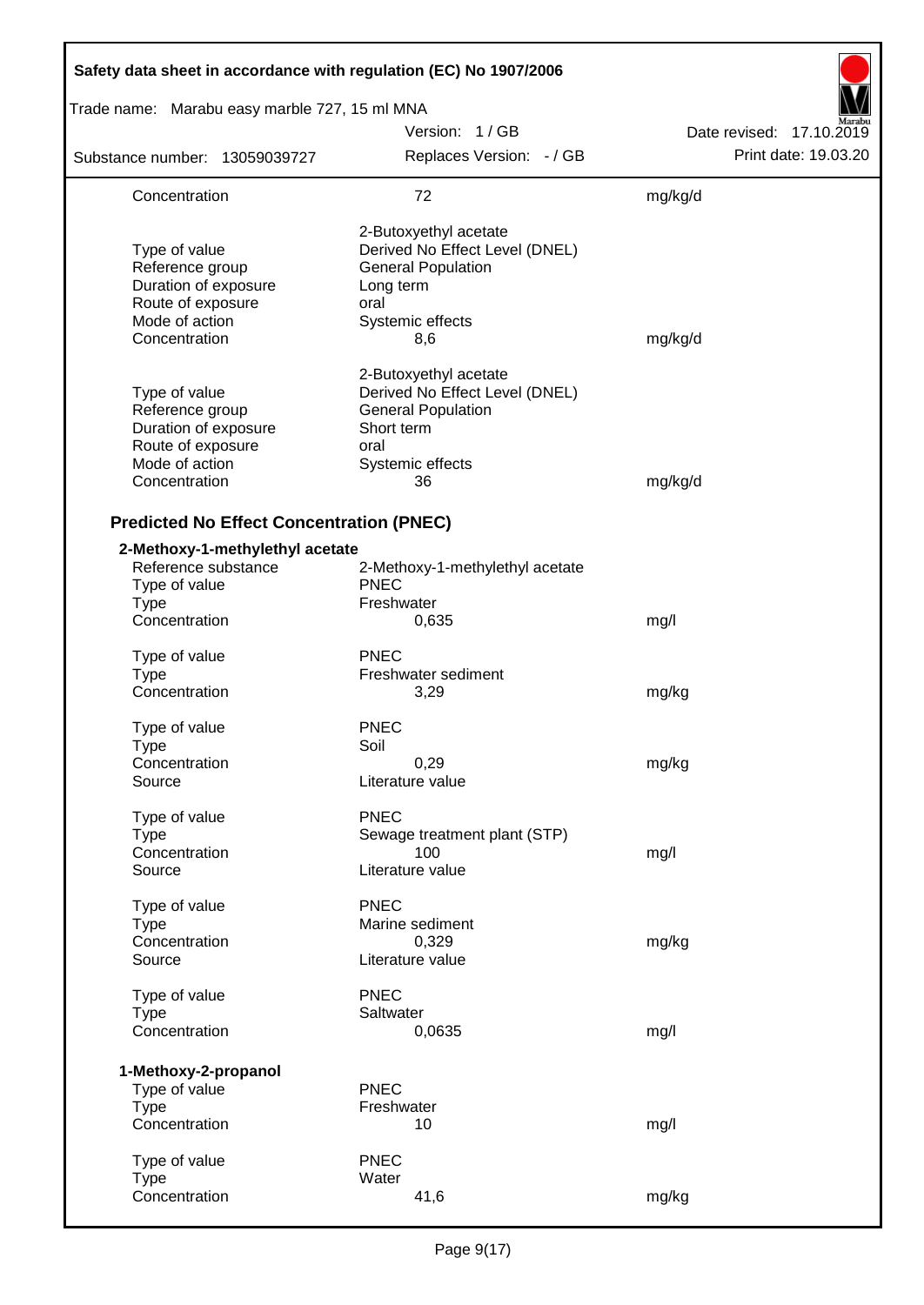| | | |
|---|---|---|
| Concentration | 72 | mg/kg/d |
| | 2-Butoxyethyl acetate | |
| Type of value | Derived No Effect Level (DNEL) | |
| Reference group | General Population | |
| Duration of exposure | Long term | |
| Route of exposure | oral | |
| Mode of action | Systemic effects | |
| Concentration | 8,6 | mg/kg/d |
| | 2-Butoxyethyl acetate | |
| Type of value | Derived No Effect Level (DNEL) | |
| Reference group | General Population | |
| Duration of exposure | Short term | |
| Route of exposure | oral | |
| Mode of action | Systemic effects | |
| Concentration | 36 | mg/kg/d |

### Predicted No Effect Concentration (PNEC)

**2-Methoxy-1-methylethyl acetate**

| | | |
|---|---|---|
| Reference substance | 2-Methoxy-1-methylethyl acetate | |
| Type of value | PNEC | |
| Type | Freshwater | |
| Concentration | 0,635 | mg/l |
| Type of value | PNEC | |
| Type | Freshwater sediment | |
| Concentration | 3,29 | mg/kg |
| Type of value | PNEC | |
| Type | Soil | |
| Concentration | 0,29 | mg/kg |
| Source | Literature value | |
| Type of value | PNEC | |
| Type | Sewage treatment plant (STP) | |
| Concentration | 100 | mg/l |
| Source | Literature value | |
| Type of value | PNEC | |
| Type | Marine sediment | |
| Concentration | 0,329 | mg/kg |
| Source | Literature value | |
| Type of value | PNEC | |
| Type | Saltwater | |
| Concentration | 0,0635 | mg/l |

**1-Methoxy-2-propanol**

| | | |
|---|---|---|
| Type of value | PNEC | |
| Type | Freshwater | |
| Concentration | 10 | mg/l |
| Type of value | PNEC | |
| Type | Water | |
| Concentration | 41,6 | mg/kg |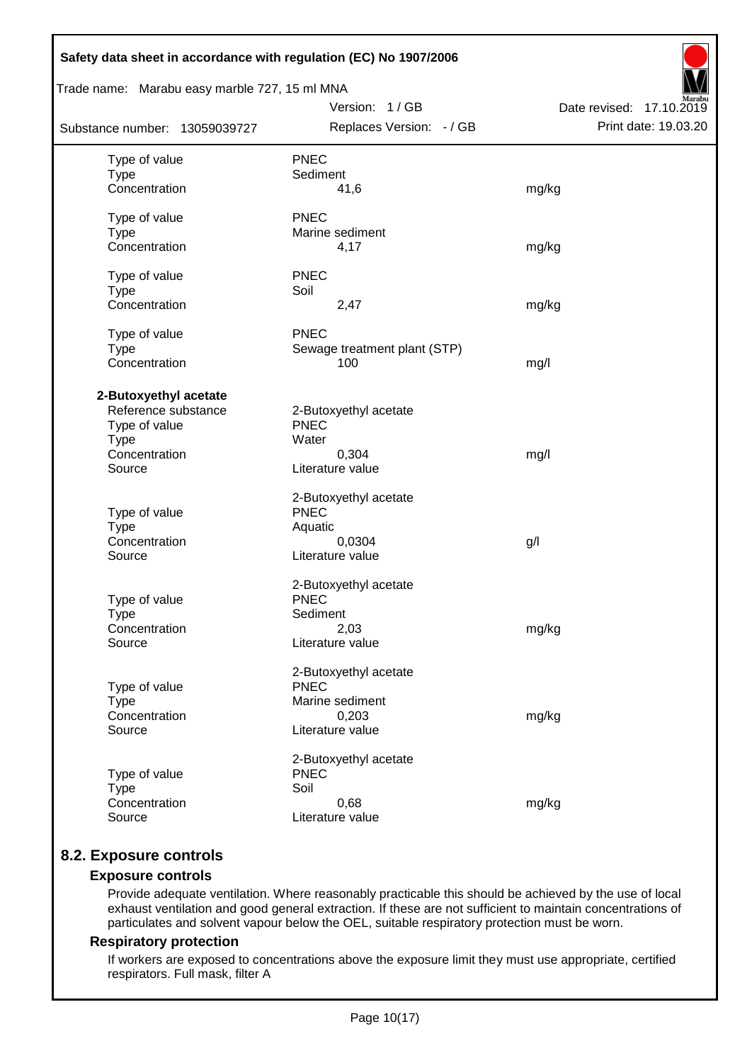| | | |
|---|---|---|
| Type of value | PNEC | |
| Type | Sediment | |
| Concentration | 41,6 | mg/kg |
| | | |
| Type of value | PNEC | |
| Type | Marine sediment | |
| Concentration | 4,17 | mg/kg |
| | | |
| Type of value | PNEC | |
| Type | Soil | |
| Concentration | 2,47 | mg/kg |
| | | |
| Type of value | PNEC | |
| Type | Sewage treatment plant (STP) | |
| Concentration | 100 | mg/l |

**2-Butoxyethyl acetate**

| | | |
|---|---|---|
| Reference substance | 2-Butoxyethyl acetate | |
| Type of value | PNEC | |
| Type | Water | |
| Concentration | 0,304 | mg/l |
| Source | Literature value | |
| | | |
| | 2-Butoxyethyl acetate | |
| Type of value | PNEC | |
| Type | Aquatic | |
| Concentration | 0,0304 | g/l |
| Source | Literature value | |
| | | |
| | 2-Butoxyethyl acetate | |
| Type of value | PNEC | |
| Type | Sediment | |
| Concentration | 2,03 | mg/kg |
| Source | Literature value | |
| | | |
| | 2-Butoxyethyl acetate | |
| Type of value | PNEC | |
| Type | Marine sediment | |
| Concentration | 0,203 | mg/kg |
| Source | Literature value | |
| | | |
| | 2-Butoxyethyl acetate | |
| Type of value | PNEC | |
| Type | Soil | |
| Concentration | 0,68 | mg/kg |
| Source | Literature value | |

## 8.2. Exposure controls

### Exposure controls

Provide adequate ventilation. Where reasonably practicable this should be achieved by the use of local exhaust ventilation and good general extraction. If these are not sufficient to maintain concentrations of particulates and solvent vapour below the OEL, suitable respiratory protection must be worn.

### Respiratory protection

If workers are exposed to concentrations above the exposure limit they must use appropriate, certified respirators. Full mask, filter A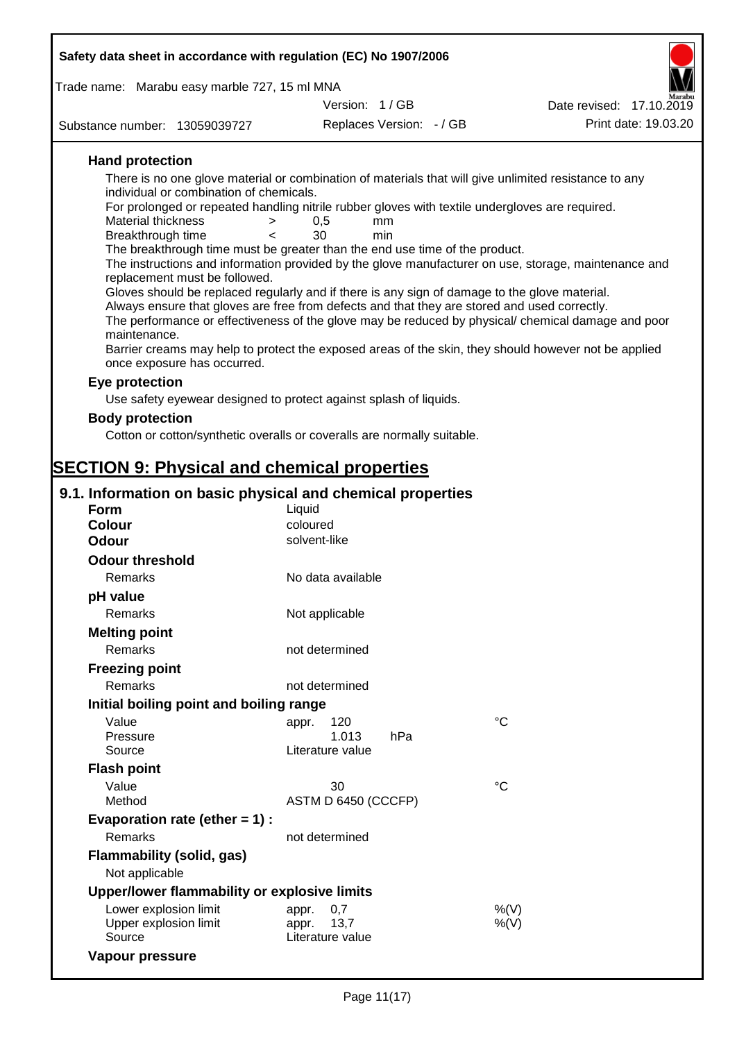### Hand protection

There is no one glove material or combination of materials that will give unlimited resistance to any individual or combination of chemicals.

For prolonged or repeated handling nitrile rubber gloves with textile undergloves are required.

| | | | |
|---|---|---|---|
| Material thickness | > | 0,5 | mm |
| Breakthrough time | < | 30 | min |

The breakthrough time must be greater than the end use time of the product.

The instructions and information provided by the glove manufacturer on use, storage, maintenance and replacement must be followed.

Gloves should be replaced regularly and if there is any sign of damage to the glove material.

Always ensure that gloves are free from defects and that they are stored and used correctly.

The performance or effectiveness of the glove may be reduced by physical/ chemical damage and poor maintenance.

Barrier creams may help to protect the exposed areas of the skin, they should however not be applied once exposure has occurred.

### Eye protection

Use safety eyewear designed to protect against splash of liquids.

### Body protection

Cotton or cotton/synthetic overalls or coveralls are normally suitable.

# SECTION 9: Physical and chemical properties

## 9.1. Information on basic physical and chemical properties

| | | |
|---|---|---|
| **Form** | Liquid | |
| **Colour** | coloured | |
| **Odour** | solvent-like | |
| **Odour threshold** | | |
| Remarks | No data available | |
| **pH value** | | |
| Remarks | Not applicable | |
| **Melting point** | | |
| Remarks | not determined | |
| **Freezing point** | | |
| Remarks | not determined | |
| **Initial boiling point and boiling range** | | |
| Value | appr. 120 | °C |
| Pressure | 1.013 hPa | |
| Source | Literature value | |
| **Flash point** | | |
| Value | 30 | °C |
| Method | ASTM D 6450 (CCCFP) | |
| **Evaporation rate (ether = 1) :** | | |
| Remarks | not determined | |
| **Flammability (solid, gas)** | | |
| Not applicable | | |
| **Upper/lower flammability or explosive limits** | | |
| Lower explosion limit | appr. 0,7 | %(V) |
| Upper explosion limit | appr. 13,7 | %(V) |
| Source | Literature value | |
| **Vapour pressure** | | |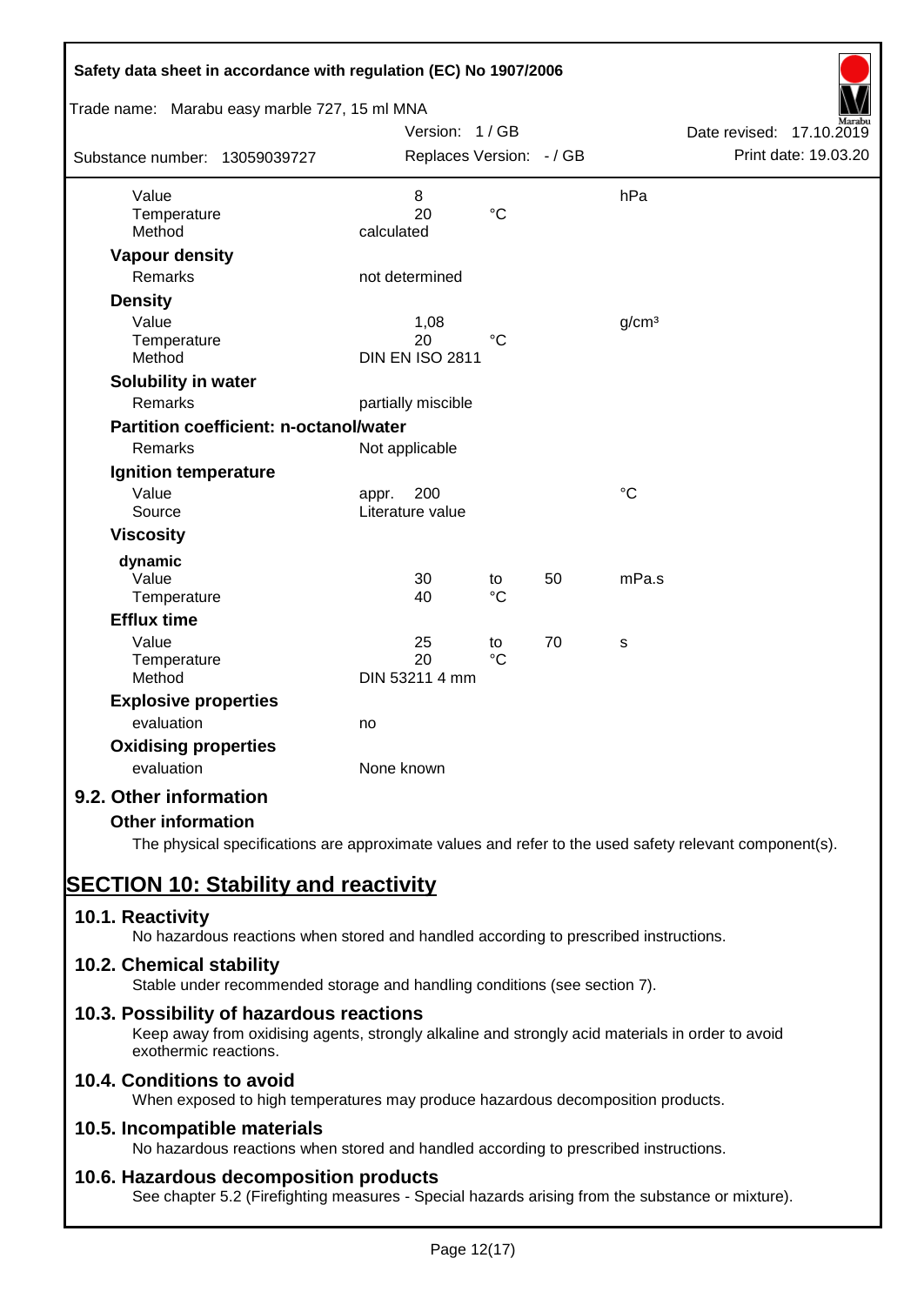| | | | | |
|---|---|---|---|---|
| Value | 8 | | | hPa |
| Temperature | 20 | °C | | |
| Method | calculated | | | |

**Vapour density**

| | |
|---|---|
| Remarks | not determined |

**Density**

| | | | | |
|---|---|---|---|---|
| Value | 1,08 | | | g/cm³ |
| Temperature | 20 | °C | | |
| Method | DIN EN ISO 2811 | | | |

**Solubility in water**

| | |
|---|---|
| Remarks | partially miscible |

**Partition coefficient: n-octanol/water**

| | |
|---|---|
| Remarks | Not applicable |

**Ignition temperature**

| | | |
|---|---|---|
| Value | appr. 200 | °C |
| Source | Literature value | |

**Viscosity**

**dynamic**

| | | | | |
|---|---|---|---|---|
| Value | 30 | to | 50 | mPa.s |
| Temperature | 40 | °C | | |

**Efflux time**

| | | | | |
|---|---|---|---|---|
| Value | 25 | to | 70 | s |
| Temperature | 20 | °C | | |
| Method | DIN 53211 4 mm | | | |

**Explosive properties**

| | |
|---|---|
| evaluation | no |

**Oxidising properties**

| | |
|---|---|
| evaluation | None known |

## 9.2. Other information

**Other information**

The physical specifications are approximate values and refer to the used safety relevant component(s).

# SECTION 10: Stability and reactivity

## 10.1. Reactivity

No hazardous reactions when stored and handled according to prescribed instructions.

## 10.2. Chemical stability

Stable under recommended storage and handling conditions (see section 7).

## 10.3. Possibility of hazardous reactions

Keep away from oxidising agents, strongly alkaline and strongly acid materials in order to avoid exothermic reactions.

## 10.4. Conditions to avoid

When exposed to high temperatures may produce hazardous decomposition products.

## 10.5. Incompatible materials

No hazardous reactions when stored and handled according to prescribed instructions.

## 10.6. Hazardous decomposition products

See chapter 5.2 (Firefighting measures - Special hazards arising from the substance or mixture).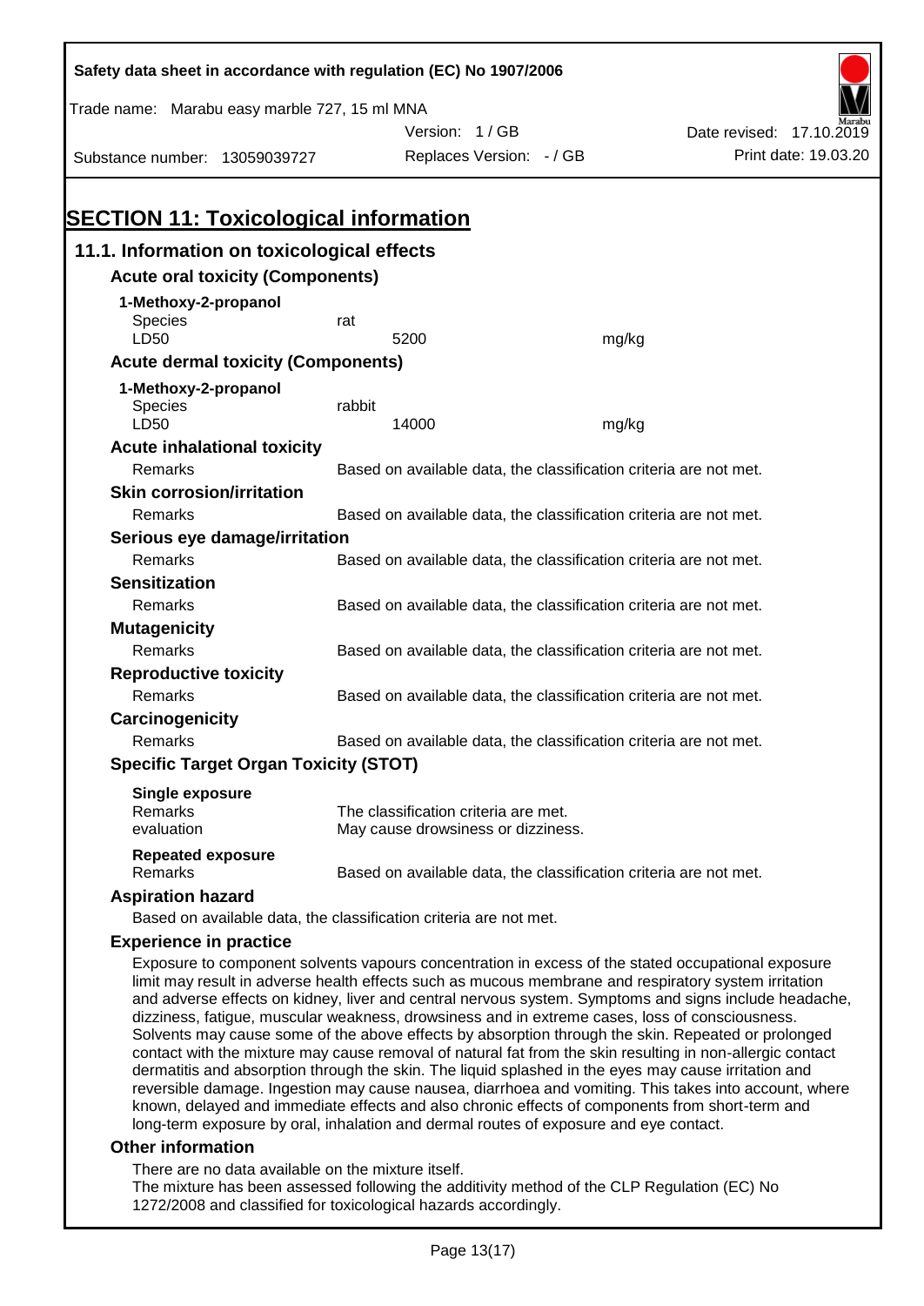## SECTION 11: Toxicological information

### 11.1. Information on toxicological effects

**Acute oral toxicity (Components)**

**1-Methoxy-2-propanol**

| | | |
|---|---|---|
| Species | rat | |
| LD50 | 5200 | mg/kg |

**Acute dermal toxicity (Components)**

**1-Methoxy-2-propanol**

| | | |
|---|---|---|
| Species | rabbit | |
| LD50 | 14000 | mg/kg |

**Acute inhalational toxicity**

Remarks: Based on available data, the classification criteria are not met.

**Skin corrosion/irritation**

Remarks: Based on available data, the classification criteria are not met.

**Serious eye damage/irritation**

Remarks: Based on available data, the classification criteria are not met.

**Sensitization**

Remarks: Based on available data, the classification criteria are not met.

**Mutagenicity**

Remarks: Based on available data, the classification criteria are not met.

**Reproductive toxicity**

Remarks: Based on available data, the classification criteria are not met.

**Carcinogenicity**

Remarks: Based on available data, the classification criteria are not met.

**Specific Target Organ Toxicity (STOT)**

**Single exposure**

Remarks: The classification criteria are met.
evaluation: May cause drowsiness or dizziness.

**Repeated exposure**

Remarks: Based on available data, the classification criteria are not met.

**Aspiration hazard**

Based on available data, the classification criteria are not met.

**Experience in practice**

Exposure to component solvents vapours concentration in excess of the stated occupational exposure limit may result in adverse health effects such as mucous membrane and respiratory system irritation and adverse effects on kidney, liver and central nervous system. Symptoms and signs include headache, dizziness, fatigue, muscular weakness, drowsiness and in extreme cases, loss of consciousness. Solvents may cause some of the above effects by absorption through the skin. Repeated or prolonged contact with the mixture may cause removal of natural fat from the skin resulting in non-allergic contact dermatitis and absorption through the skin. The liquid splashed in the eyes may cause irritation and reversible damage. Ingestion may cause nausea, diarrhoea and vomiting. This takes into account, where known, delayed and immediate effects and also chronic effects of components from short-term and long-term exposure by oral, inhalation and dermal routes of exposure and eye contact.

**Other information**

There are no data available on the mixture itself.
The mixture has been assessed following the additivity method of the CLP Regulation (EC) No 1272/2008 and classified for toxicological hazards accordingly.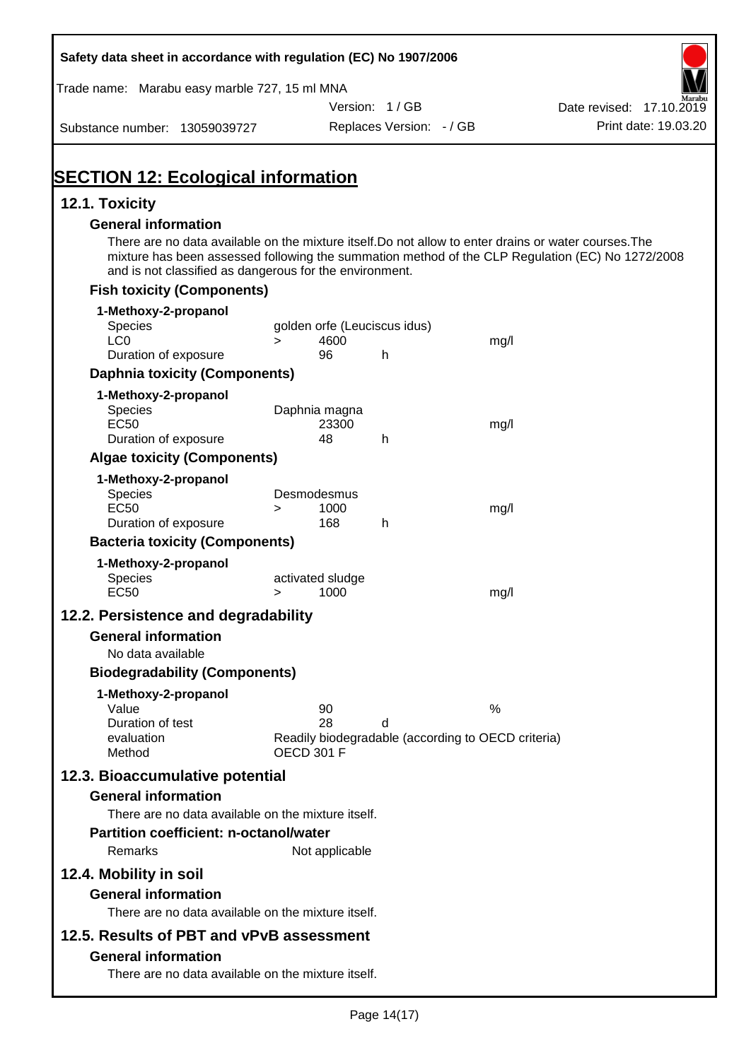# SECTION 12: Ecological information

## 12.1. Toxicity

### General information

There are no data available on the mixture itself.Do not allow to enter drains or water courses.The mixture has been assessed following the summation method of the CLP Regulation (EC) No 1272/2008 and is not classified as dangerous for the environment.

### Fish toxicity (Components)

**1-Methoxy-2-propanol**

| | | | | |
|---|---|---|---|---|
| Species | | golden orfe (Leuciscus idus) | | |
| LC0 | > | 4600 | | mg/l |
| Duration of exposure | | 96 | h | |

### Daphnia toxicity (Components)

**1-Methoxy-2-propanol**

| | | | | |
|---|---|---|---|---|
| Species | | Daphnia magna | | |
| EC50 | | 23300 | | mg/l |
| Duration of exposure | | 48 | h | |

### Algae toxicity (Components)

**1-Methoxy-2-propanol**

| | | | | |
|---|---|---|---|---|
| Species | | Desmodesmus | | |
| EC50 | > | 1000 | | mg/l |
| Duration of exposure | | 168 | h | |

### Bacteria toxicity (Components)

**1-Methoxy-2-propanol**

| | | | | |
|---|---|---|---|---|
| Species | | activated sludge | | |
| EC50 | > | 1000 | | mg/l |

## 12.2. Persistence and degradability

### General information

No data available

### Biodegradability (Components)

**1-Methoxy-2-propanol**

| | | | |
|---|---|---|---|
| Value | 90 | | % |
| Duration of test | 28 | d | |
| evaluation | Readily biodegradable (according to OECD criteria) | | |
| Method | OECD 301 F | | |

## 12.3. Bioaccumulative potential

### General information

There are no data available on the mixture itself.

### Partition coefficient: n-octanol/water

Remarks: Not applicable

## 12.4. Mobility in soil

### General information

There are no data available on the mixture itself.

## 12.5. Results of PBT and vPvB assessment

### General information

There are no data available on the mixture itself.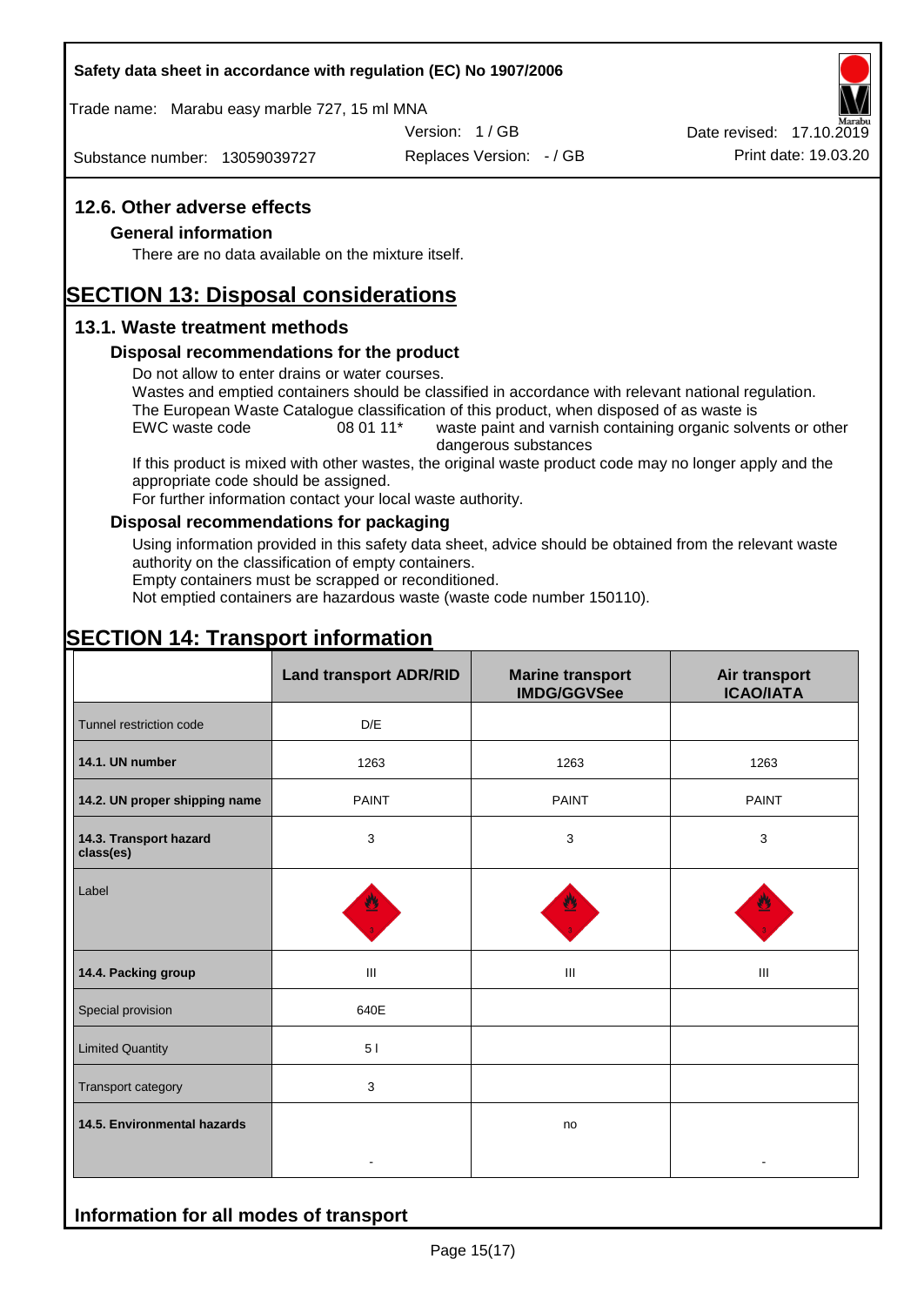## 12.6. Other adverse effects

### General information

There are no data available on the mixture itself.

# SECTION 13: Disposal considerations

## 13.1. Waste treatment methods

### Disposal recommendations for the product

Do not allow to enter drains or water courses.
Wastes and emptied containers should be classified in accordance with relevant national regulation.
The European Waste Catalogue classification of this product, when disposed of as waste is
EWC waste code 08 01 11* waste paint and varnish containing organic solvents or other dangerous substances
If this product is mixed with other wastes, the original waste product code may no longer apply and the appropriate code should be assigned.
For further information contact your local waste authority.

### Disposal recommendations for packaging

Using information provided in this safety data sheet, advice should be obtained from the relevant waste authority on the classification of empty containers.
Empty containers must be scrapped or reconditioned.
Not emptied containers are hazardous waste (waste code number 150110).

# SECTION 14: Transport information

| | Land transport ADR/RID | Marine transport IMDG/GGVSee | Air transport ICAO/IATA |
|---|---|---|---|
| Tunnel restriction code | D/E | | |
| **14.1. UN number** | 1263 | 1263 | 1263 |
| **14.2. UN proper shipping name** | PAINT | PAINT | PAINT |
| **14.3. Transport hazard class(es)** | 3 | 3 | 3 |
| Label | | | |
| **14.4. Packing group** | III | III | III |
| Special provision | 640E | | |
| Limited Quantity | 5 l | | |
| Transport category | 3 | | |
| **14.5. Environmental hazards** | - | no | - |

## Information for all modes of transport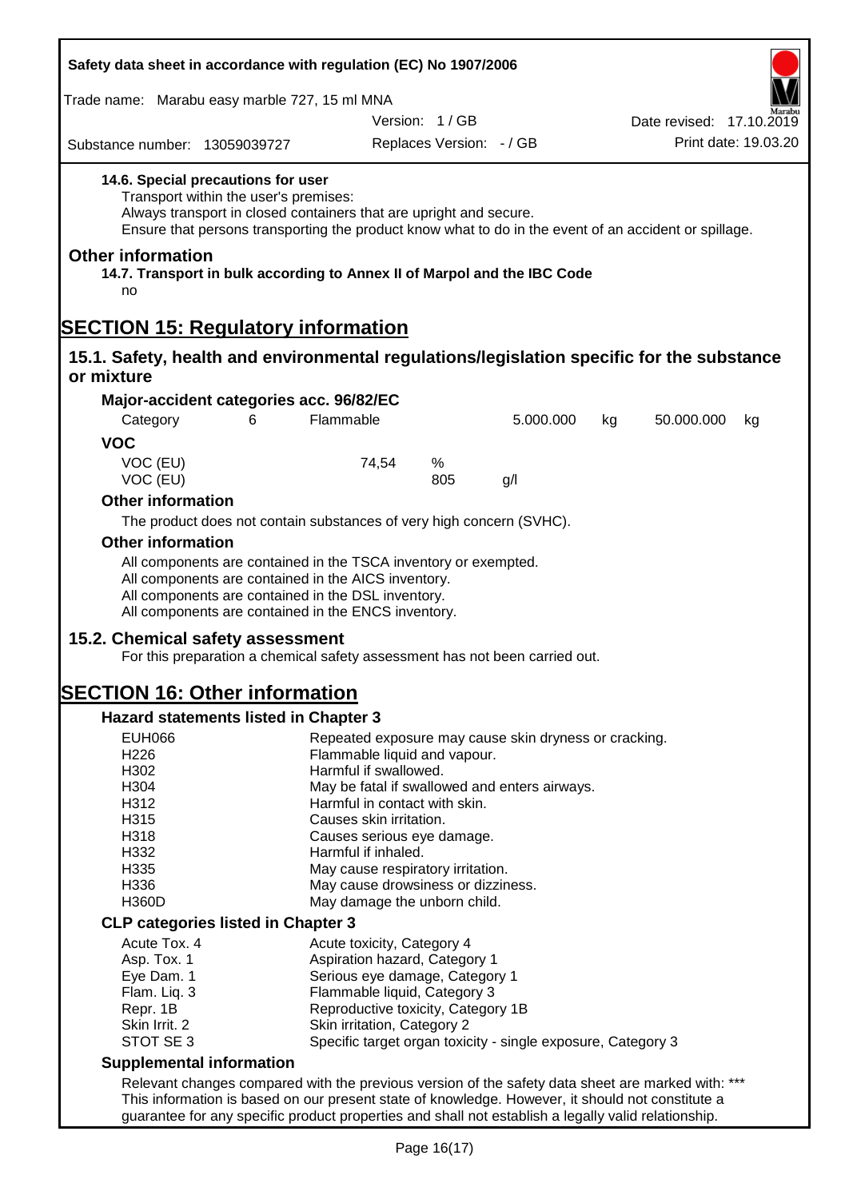**14.6. Special precautions for user**

Transport within the user's premises:
Always transport in closed containers that are upright and secure.
Ensure that persons transporting the product know what to do in the event of an accident or spillage.

## Other information

**14.7. Transport in bulk according to Annex II of Marpol and the IBC Code**

no

# SECTION 15: Regulatory information

## 15.1. Safety, health and environmental regulations/legislation specific for the substance or mixture

### Major-accident categories acc. 96/82/EC

| Category | 6 | Flammable | 5.000.000 | kg | 50.000.000 | kg |
|---|---|---|---|---|---|---|

### VOC

| | | | |
|---|---|---|---|
| VOC (EU) | 74,54 | % | |
| VOC (EU) | | 805 | g/l |

### Other information

The product does not contain substances of very high concern (SVHC).

### Other information

All components are contained in the TSCA inventory or exempted.
All components are contained in the AICS inventory.
All components are contained in the DSL inventory.
All components are contained in the ENCS inventory.

## 15.2. Chemical safety assessment

For this preparation a chemical safety assessment has not been carried out.

# SECTION 16: Other information

### Hazard statements listed in Chapter 3

| | |
|---|---|
| EUH066 | Repeated exposure may cause skin dryness or cracking. |
| H226 | Flammable liquid and vapour. |
| H302 | Harmful if swallowed. |
| H304 | May be fatal if swallowed and enters airways. |
| H312 | Harmful in contact with skin. |
| H315 | Causes skin irritation. |
| H318 | Causes serious eye damage. |
| H332 | Harmful if inhaled. |
| H335 | May cause respiratory irritation. |
| H336 | May cause drowsiness or dizziness. |
| H360D | May damage the unborn child. |

### CLP categories listed in Chapter 3

| | |
|---|---|
| Acute Tox. 4 | Acute toxicity, Category 4 |
| Asp. Tox. 1 | Aspiration hazard, Category 1 |
| Eye Dam. 1 | Serious eye damage, Category 1 |
| Flam. Liq. 3 | Flammable liquid, Category 3 |
| Repr. 1B | Reproductive toxicity, Category 1B |
| Skin Irrit. 2 | Skin irritation, Category 2 |
| STOT SE 3 | Specific target organ toxicity - single exposure, Category 3 |

### Supplemental information

Relevant changes compared with the previous version of the safety data sheet are marked with: ***
This information is based on our present state of knowledge. However, it should not constitute a guarantee for any specific product properties and shall not establish a legally valid relationship.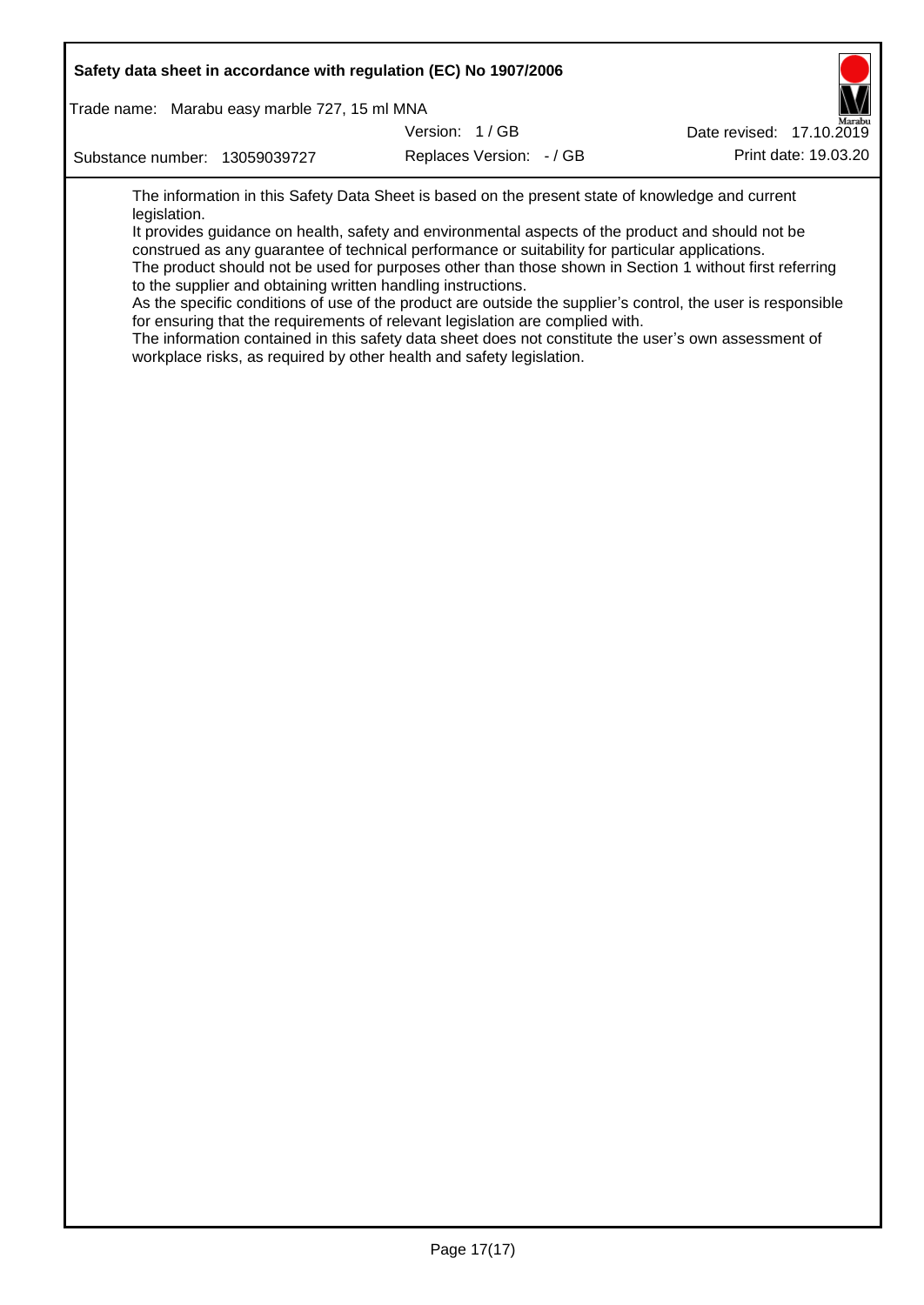The information in this Safety Data Sheet is based on the present state of knowledge and current legislation.
It provides guidance on health, safety and environmental aspects of the product and should not be construed as any guarantee of technical performance or suitability for particular applications.
The product should not be used for purposes other than those shown in Section 1 without first referring to the supplier and obtaining written handling instructions.
As the specific conditions of use of the product are outside the supplier's control, the user is responsible for ensuring that the requirements of relevant legislation are complied with.
The information contained in this safety data sheet does not constitute the user's own assessment of workplace risks, as required by other health and safety legislation.